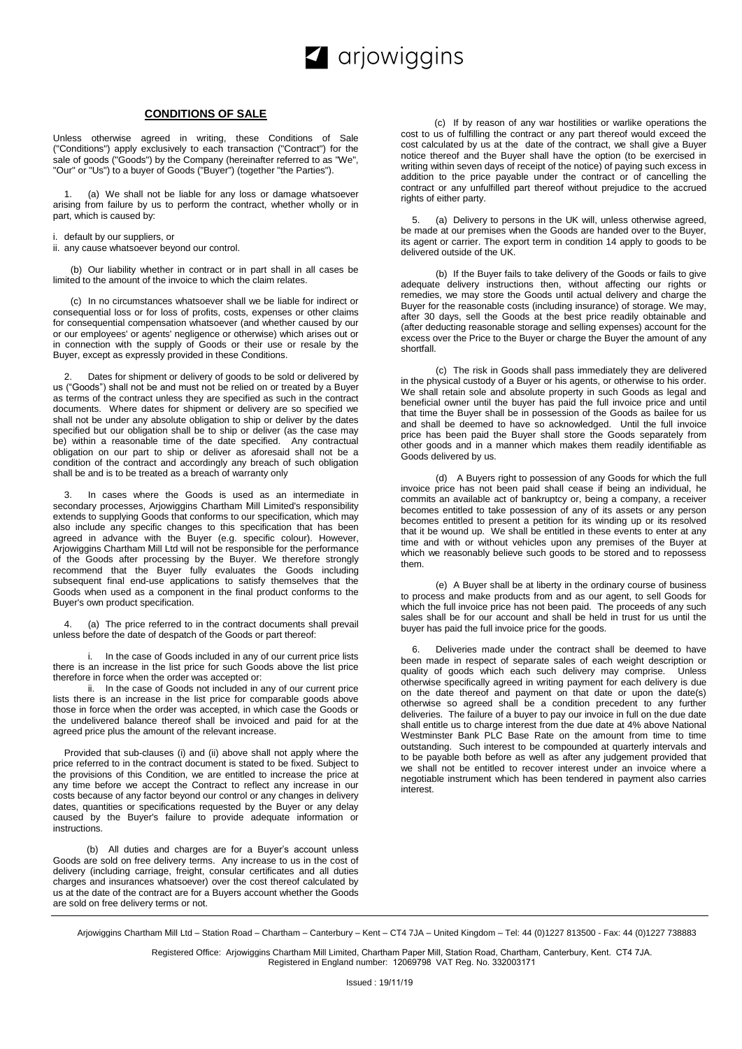arjowiggins

## CONDITIONS OF SALE

Unless otherwise agreed in writing, these Conditions of Sale ("Conditions") apply exclusively to each transaction ("Contract") for the sale of goods ("Goods") by the Company (hereinafter referred to as "We", "Our" or "Us") to a buyer of Goods ("Buyer") (together "the Parties").

1. (a) We shall not be liable for any loss or damage whatsoever arising from failure by us to perform the contract, whether wholly or in part, which is caused by:

i. default by our suppliers, or
ii. any cause whatsoever beyond our control.

(b) Our liability whether in contract or in part shall in all cases be limited to the amount of the invoice to which the claim relates.

(c) In no circumstances whatsoever shall we be liable for indirect or consequential loss or for loss of profits, costs, expenses or other claims for consequential compensation whatsoever (and whether caused by our or our employees' or agents' negligence or otherwise) which arises out or in connection with the supply of Goods or their use or resale by the Buyer, except as expressly provided in these Conditions.

2. Dates for shipment or delivery of goods to be sold or delivered by us ("Goods") shall not be and must not be relied on or treated by a Buyer as terms of the contract unless they are specified as such in the contract documents. Where dates for shipment or delivery are so specified we shall not be under any absolute obligation to ship or deliver by the dates specified but our obligation shall be to ship or deliver (as the case may be) within a reasonable time of the date specified. Any contractual obligation on our part to ship or deliver as aforesaid shall not be a condition of the contract and accordingly any breach of such obligation shall be and is to be treated as a breach of warranty only

3. In cases where the Goods is used as an intermediate in secondary processes, Arjowiggins Chartham Mill Limited's responsibility extends to supplying Goods that conforms to our specification, which may also include any specific changes to this specification that has been agreed in advance with the Buyer (e.g. specific colour). However, Arjowiggins Chartham Mill Ltd will not be responsible for the performance of the Goods after processing by the Buyer. We therefore strongly recommend that the Buyer fully evaluates the Goods including subsequent final end-use applications to satisfy themselves that the Goods when used as a component in the final product conforms to the Buyer's own product specification.

4. (a) The price referred to in the contract documents shall prevail unless before the date of despatch of the Goods or part thereof:

i. In the case of Goods included in any of our current price lists there is an increase in the list price for such Goods above the list price therefore in force when the order was accepted or:

ii. In the case of Goods not included in any of our current price lists there is an increase in the list price for comparable goods above those in force when the order was accepted, in which case the Goods or the undelivered balance thereof shall be invoiced and paid for at the agreed price plus the amount of the relevant increase.

Provided that sub-clauses (i) and (ii) above shall not apply where the price referred to in the contract document is stated to be fixed. Subject to the provisions of this Condition, we are entitled to increase the price at any time before we accept the Contract to reflect any increase in our costs because of any factor beyond our control or any changes in delivery dates, quantities or specifications requested by the Buyer or any delay caused by the Buyer's failure to provide adequate information or instructions.

(b) All duties and charges are for a Buyer's account unless Goods are sold on free delivery terms. Any increase to us in the cost of delivery (including carriage, freight, consular certificates and all duties charges and insurances whatsoever) over the cost thereof calculated by us at the date of the contract are for a Buyers account whether the Goods are sold on free delivery terms or not.

(c) If by reason of any war hostilities or warlike operations the cost to us of fulfilling the contract or any part thereof would exceed the cost calculated by us at the date of the contract, we shall give a Buyer notice thereof and the Buyer shall have the option (to be exercised in writing within seven days of receipt of the notice) of paying such excess in addition to the price payable under the contract or of cancelling the contract or any unfulfilled part thereof without prejudice to the accrued rights of either party.

5. (a) Delivery to persons in the UK will, unless otherwise agreed, be made at our premises when the Goods are handed over to the Buyer, its agent or carrier. The export term in condition 14 apply to goods to be delivered outside of the UK.

(b) If the Buyer fails to take delivery of the Goods or fails to give adequate delivery instructions then, without affecting our rights or remedies, we may store the Goods until actual delivery and charge the Buyer for the reasonable costs (including insurance) of storage. We may, after 30 days, sell the Goods at the best price readily obtainable and (after deducting reasonable storage and selling expenses) account for the excess over the Price to the Buyer or charge the Buyer the amount of any shortfall.

(c) The risk in Goods shall pass immediately they are delivered in the physical custody of a Buyer or his agents, or otherwise to his order. We shall retain sole and absolute property in such Goods as legal and beneficial owner until the buyer has paid the full invoice price and until that time the Buyer shall be in possession of the Goods as bailee for us and shall be deemed to have so acknowledged. Until the full invoice price has been paid the Buyer shall store the Goods separately from other goods and in a manner which makes them readily identifiable as Goods delivered by us.

(d) A Buyers right to possession of any Goods for which the full invoice price has not been paid shall cease if being an individual, he commits an available act of bankruptcy or, being a company, a receiver becomes entitled to take possession of any of its assets or any person becomes entitled to present a petition for its winding up or its resolved that it be wound up. We shall be entitled in these events to enter at any time and with or without vehicles upon any premises of the Buyer at which we reasonably believe such goods to be stored and to repossess them.

(e) A Buyer shall be at liberty in the ordinary course of business to process and make products from and as our agent, to sell Goods for which the full invoice price has not been paid. The proceeds of any such sales shall be for our account and shall be held in trust for us until the buyer has paid the full invoice price for the goods.

6. Deliveries made under the contract shall be deemed to have been made in respect of separate sales of each weight description or quality of goods which each such delivery may comprise. Unless otherwise specifically agreed in writing payment for each delivery is due on the date thereof and payment on that date or upon the date(s) otherwise so agreed shall be a condition precedent to any further deliveries. The failure of a buyer to pay our invoice in full on the due date shall entitle us to charge interest from the due date at 4% above National Westminster Bank PLC Base Rate on the amount from time to time outstanding. Such interest to be compounded at quarterly intervals and to be payable both before as well as after any judgement provided that we shall not be entitled to recover interest under an invoice where a negotiable instrument which has been tendered in payment also carries interest.

Arjowiggins Chartham Mill Ltd – Station Road – Chartham – Canterbury – Kent – CT4 7JA – United Kingdom – Tel: 44 (0)1227 813500 - Fax: 44 (0)1227 738883

Registered Office: Arjowiggins Chartham Mill Limited, Chartham Paper Mill, Station Road, Chartham, Canterbury, Kent. CT4 7JA.
Registered in England number: 12069798 VAT Reg. No. 332003171

Issued : 19/11/19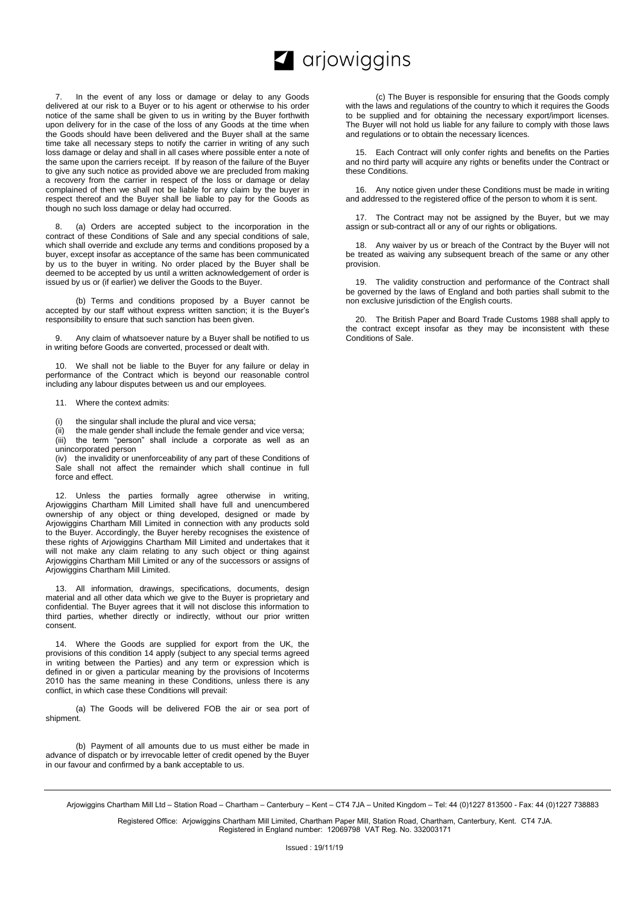7. In the event of any loss or damage or delay to any Goods delivered at our risk to a Buyer or to his agent or otherwise to his order notice of the same shall be given to us in writing by the Buyer forthwith upon delivery for in the case of the loss of any Goods at the time when the Goods should have been delivered and the Buyer shall at the same time take all necessary steps to notify the carrier in writing of any such loss damage or delay and shall in all cases where possible enter a note of the same upon the carriers receipt. If by reason of the failure of the Buyer to give any such notice as provided above we are precluded from making a recovery from the carrier in respect of the loss or damage or delay complained of then we shall not be liable for any claim by the buyer in respect thereof and the Buyer shall be liable to pay for the Goods as though no such loss damage or delay had occurred.

8. (a) Orders are accepted subject to the incorporation in the contract of these Conditions of Sale and any special conditions of sale, which shall override and exclude any terms and conditions proposed by a buyer, except insofar as acceptance of the same has been communicated by us to the buyer in writing. No order placed by the Buyer shall be deemed to be accepted by us until a written acknowledgement of order is issued by us or (if earlier) we deliver the Goods to the Buyer.

(b) Terms and conditions proposed by a Buyer cannot be accepted by our staff without express written sanction; it is the Buyer's responsibility to ensure that such sanction has been given.

9. Any claim of whatsoever nature by a Buyer shall be notified to us in writing before Goods are converted, processed or dealt with.

10. We shall not be liable to the Buyer for any failure or delay in performance of the Contract which is beyond our reasonable control including any labour disputes between us and our employees.

11. Where the context admits:

(i) the singular shall include the plural and vice versa;
(ii) the male gender shall include the female gender and vice versa;
(iii) the term "person" shall include a corporate as well as an unincorporated person
(iv) the invalidity or unenforceability of any part of these Conditions of Sale shall not affect the remainder which shall continue in full force and effect.

12. Unless the parties formally agree otherwise in writing, Arjowiggins Chartham Mill Limited shall have full and unencumbered ownership of any object or thing developed, designed or made by Arjowiggins Chartham Mill Limited in connection with any products sold to the Buyer. Accordingly, the Buyer hereby recognises the existence of these rights of Arjowiggins Chartham Mill Limited and undertakes that it will not make any claim relating to any such object or thing against Arjowiggins Chartham Mill Limited or any of the successors or assigns of Arjowiggins Chartham Mill Limited.

13. All information, drawings, specifications, documents, design material and all other data which we give to the Buyer is proprietary and confidential. The Buyer agrees that it will not disclose this information to third parties, whether directly or indirectly, without our prior written consent.

14. Where the Goods are supplied for export from the UK, the provisions of this condition 14 apply (subject to any special terms agreed in writing between the Parties) and any term or expression which is defined in or given a particular meaning by the provisions of Incoterms 2010 has the same meaning in these Conditions, unless there is any conflict, in which case these Conditions will prevail:

(a) The Goods will be delivered FOB the air or sea port of shipment.

(b) Payment of all amounts due to us must either be made in advance of dispatch or by irrevocable letter of credit opened by the Buyer in our favour and confirmed by a bank acceptable to us.

(c) The Buyer is responsible for ensuring that the Goods comply with the laws and regulations of the country to which it requires the Goods to be supplied and for obtaining the necessary export/import licenses. The Buyer will not hold us liable for any failure to comply with those laws and regulations or to obtain the necessary licences.

15. Each Contract will only confer rights and benefits on the Parties and no third party will acquire any rights or benefits under the Contract or these Conditions.

16. Any notice given under these Conditions must be made in writing and addressed to the registered office of the person to whom it is sent.

17. The Contract may not be assigned by the Buyer, but we may assign or sub-contract all or any of our rights or obligations.

18. Any waiver by us or breach of the Contract by the Buyer will not be treated as waiving any subsequent breach of the same or any other provision.

19. The validity construction and performance of the Contract shall be governed by the laws of England and both parties shall submit to the non exclusive jurisdiction of the English courts.

20. The British Paper and Board Trade Customs 1988 shall apply to the contract except insofar as they may be inconsistent with these Conditions of Sale.

Arjowiggins Chartham Mill Ltd – Station Road – Chartham – Canterbury – Kent – CT4 7JA – United Kingdom – Tel: 44 (0)1227 813500 - Fax: 44 (0)1227 738883

Registered Office: Arjowiggins Chartham Mill Limited, Chartham Paper Mill, Station Road, Chartham, Canterbury, Kent. CT4 7JA.
Registered in England number: 12069798 VAT Reg. No. 332003171

Issued : 19/11/19